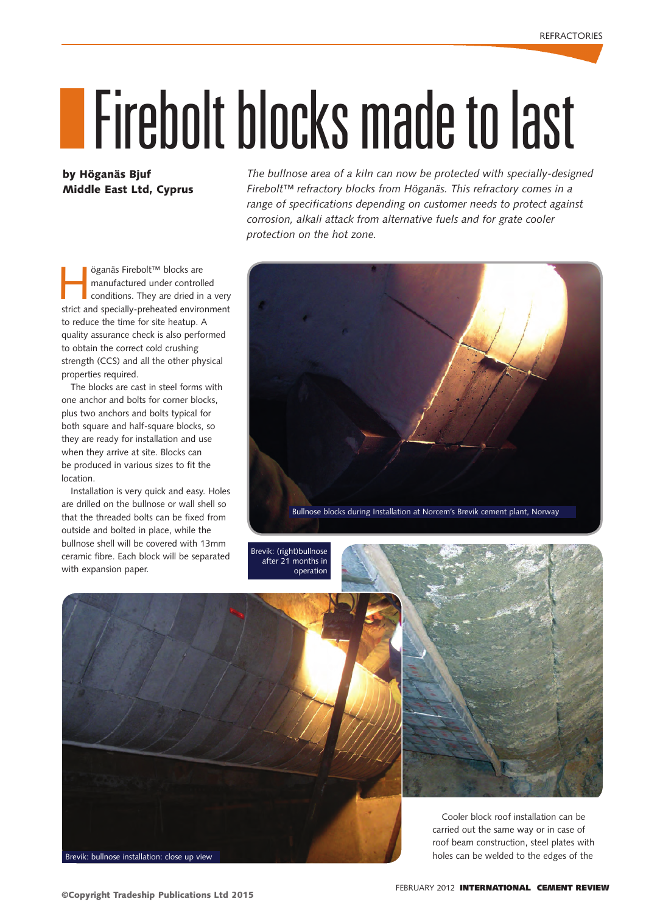# Firebolt blocks made to last

**by Höganäs Bjuf Middle East Ltd, Cyprus**

*The bullnose area of a kiln can now be protected with specially-designed Firebolt™ refractory blocks from Höganäs. This refractory comes in a range of specifications depending on customer needs to protect against corrosion, alkali attack from alternative fuels and for grate cooler protection on the hot zone.*

Höganäs Firebolt™ blocks are manufactured under controlled conditions. They are dried in a very strict and specially-preheated environment to reduce the time for site heatup. A quality assurance check is also performed to obtain the correct cold crushing strength (CCS) and all the other physical properties required.

The blocks are cast in steel forms with one anchor and bolts for corner blocks, plus two anchors and bolts typical for both square and half-square blocks, so they are ready for installation and use when they arrive at site. Blocks can be produced in various sizes to fit the location.

Installation is very quick and easy. Holes are drilled on the bullnose or wall shell so that the threaded bolts can be fixed from outside and bolted in place, while the bullnose shell will be covered with 13mm ceramic fibre. Each block will be separated with expansion paper.

Bullnose blocks during Installation at Norcem's Brevik cement plant, Norway

Brevik: (right)bullnose after 21 months in operation

Brevik: bullnose installation: close up view

Cooler block roof installation can be carried out the same way or in case of roof beam construction, steel plates with holes can be welded to the edges of the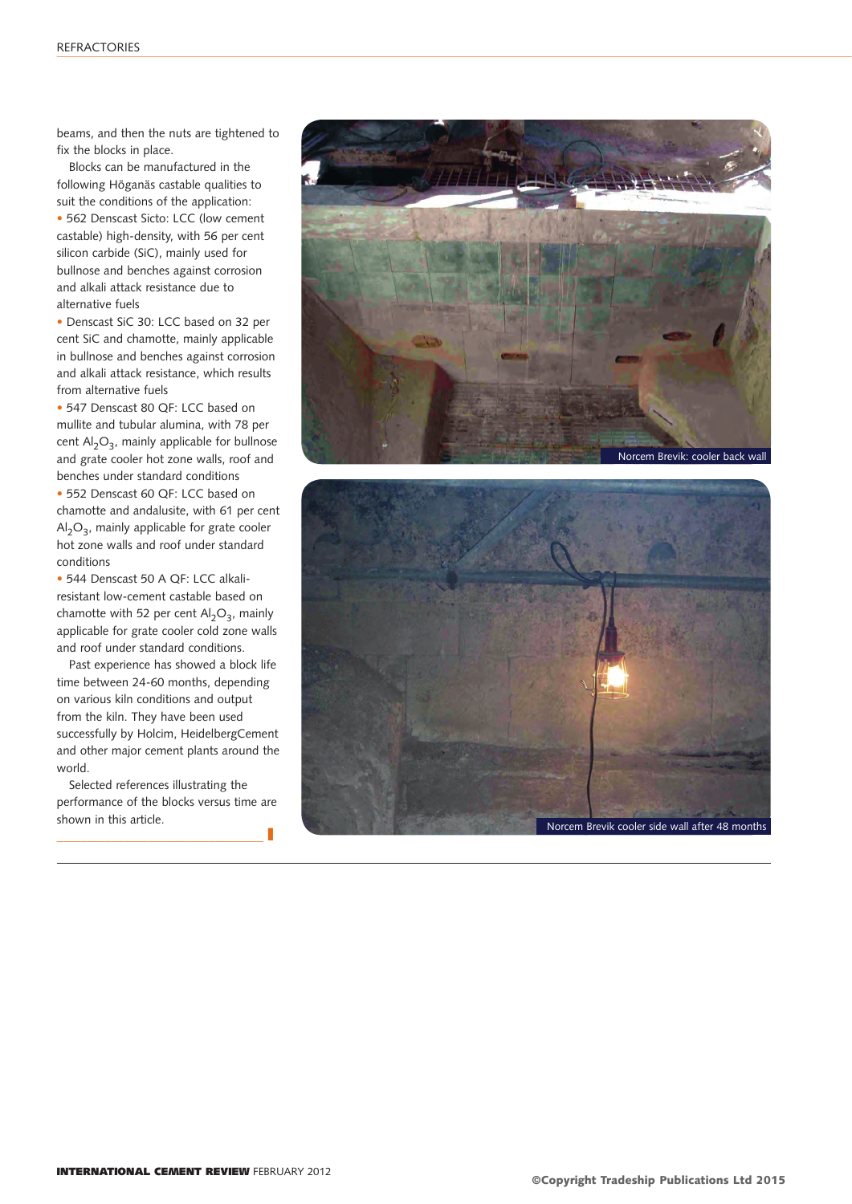beams, and then the nuts are tightened to fix the blocks in place.

Blocks can be manufactured in the following Höganäs castable qualities to suit the conditions of the application:

- 562 Denscast Sicto: LCC (low cement castable) high-density, with 56 per cent silicon carbide (SiC), mainly used for bullnose and benches against corrosion and alkali attack resistance due to alternative fuels
- Denscast SiC 30: LCC based on 32 per cent SiC and chamotte, mainly applicable in bullnose and benches against corrosion and alkali attack resistance, which results from alternative fuels
- 547 Denscast 80 QF: LCC based on mullite and tubular alumina, with 78 per cent $Al_2O_3$, mainly applicable for bullnose and grate cooler hot zone walls, roof and benches under standard conditions
- 552 Denscast 60 QF: LCC based on chamotte and andalusite, with 61 per cent $Al_2O_3$, mainly applicable for grate cooler hot zone walls and roof under standard conditions
- 544 Denscast 50 A QF: LCC alkali-resistant low-cement castable based on chamotte with 52 per cent $Al_2O_3$, mainly applicable for grate cooler cold zone walls and roof under standard conditions.

Past experience has showed a block life time between 24-60 months, depending on various kiln conditions and output from the kiln. They have been used successfully by Holcim, HeidelbergCement and other major cement plants around the world.

Selected references illustrating the performance of the blocks versus time are shown in this article.

Norcem Brevik: cooler back wall

Norcem Brevik cooler side wall after 48 months